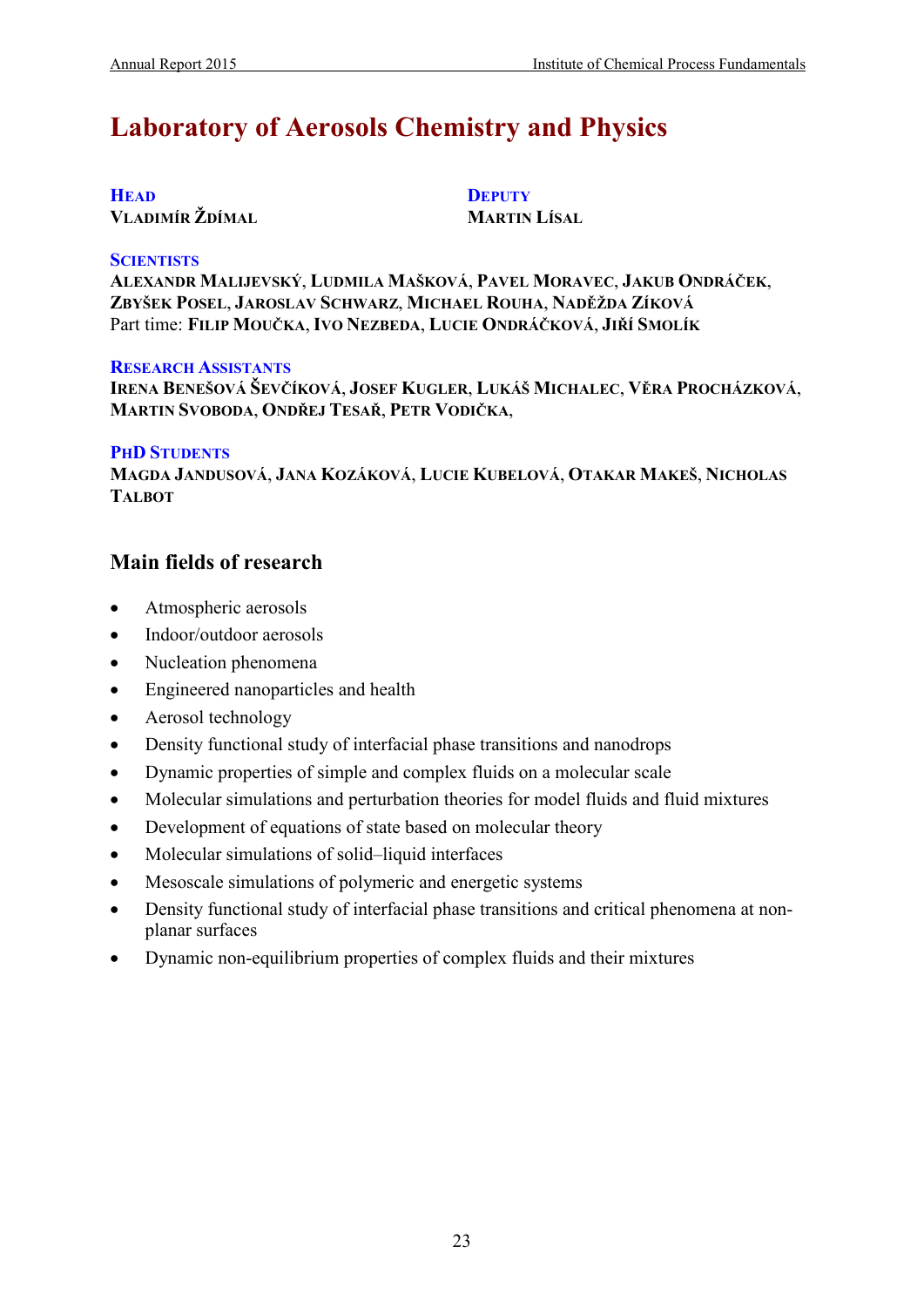# Laboratory of Aerosols Chemistry and Physics

**HEAD**
**VLADIMÍR ŽDÍMAL**

**DEPUTY**
**MARTIN LÍSAL**

**SCIENTISTS**
**ALEXANDR MALIJEVSKÝ**, **LUDMILA MAŠKOVÁ**, **PAVEL MORAVEC**, **JAKUB ONDRÁČEK**, **ZBYŠEK POSEL**, **JAROSLAV SCHWARZ**, **MICHAEL ROUHA**, **NADĚŽDA ZÍKOVÁ**
Part time: **FILIP MOUČKA**, **IVO NEZBEDA**, **LUCIE ONDRÁČKOVÁ**, **JIŘÍ SMOLÍK**

**RESEARCH ASSISTANTS**
**IRENA BENEŠOVÁ ŠEVČÍKOVÁ**, **JOSEF KUGLER**, **LUKÁŠ MICHALEC**, **VĚRA PROCHÁZKOVÁ**, **MARTIN SVOBODA**, **ONDŘEJ TESAŘ**, **PETR VODIČKA**,

**PHD STUDENTS**
**MAGDA JANDUSOVÁ**, **JANA KOZÁKOVÁ**, **LUCIE KUBELOVÁ**, **OTAKAR MAKEŠ**, **NICHOLAS TALBOT**

## Main fields of research

- Atmospheric aerosols
- Indoor/outdoor aerosols
- Nucleation phenomena
- Engineered nanoparticles and health
- Aerosol technology
- Density functional study of interfacial phase transitions and nanodrops
- Dynamic properties of simple and complex fluids on a molecular scale
- Molecular simulations and perturbation theories for model fluids and fluid mixtures
- Development of equations of state based on molecular theory
- Molecular simulations of solid–liquid interfaces
- Mesoscale simulations of polymeric and energetic systems
- Density functional study of interfacial phase transitions and critical phenomena at non-planar surfaces
- Dynamic non-equilibrium properties of complex fluids and their mixtures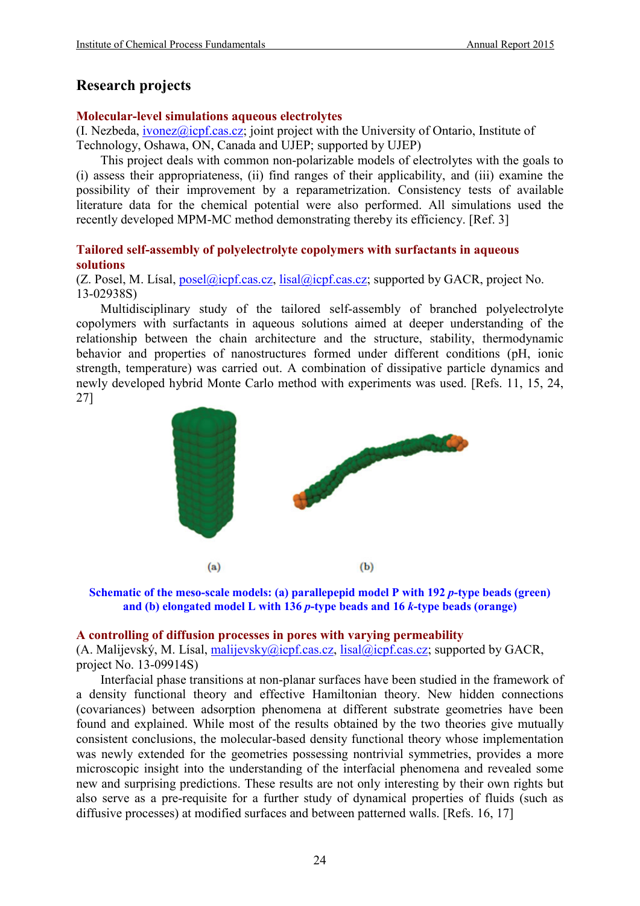## Research projects

### Molecular-level simulations aqueous electrolytes

(I. Nezbeda, ivonez@icpf.cas.cz; joint project with the University of Ontario, Institute of Technology, Oshawa, ON, Canada and UJEP; supported by UJEP)

This project deals with common non-polarizable models of electrolytes with the goals to (i) assess their appropriateness, (ii) find ranges of their applicability, and (iii) examine the possibility of their improvement by a reparametrization. Consistency tests of available literature data for the chemical potential were also performed. All simulations used the recently developed MPM-MC method demonstrating thereby its efficiency. [Ref. 3]

### Tailored self-assembly of polyelectrolyte copolymers with surfactants in aqueous solutions

(Z. Posel, M. Lísal, posel@icpf.cas.cz, lisal@icpf.cas.cz; supported by GACR, project No. 13-02938S)

Multidisciplinary study of the tailored self-assembly of branched polyelectrolyte copolymers with surfactants in aqueous solutions aimed at deeper understanding of the relationship between the chain architecture and the structure, stability, thermodynamic behavior and properties of nanostructures formed under different conditions (pH, ionic strength, temperature) was carried out. A combination of dissipative particle dynamics and newly developed hybrid Monte Carlo method with experiments was used. [Refs. 11, 15, 24, 27]

(a) (b)

**Schematic of the meso-scale models: (a) parallepepid model P with 192 *p*-type beads (green) and (b) elongated model L with 136 *p*-type beads and 16 *k*-type beads (orange)**

### A controlling of diffusion processes in pores with varying permeability

(A. Malijevský, M. Lísal, malijevsky@icpf.cas.cz, lisal@icpf.cas.cz; supported by GACR, project No. 13-09914S)

Interfacial phase transitions at non-planar surfaces have been studied in the framework of a density functional theory and effective Hamiltonian theory. New hidden connections (covariances) between adsorption phenomena at different substrate geometries have been found and explained. While most of the results obtained by the two theories give mutually consistent conclusions, the molecular-based density functional theory whose implementation was newly extended for the geometries possessing nontrivial symmetries, provides a more microscopic insight into the understanding of the interfacial phenomena and revealed some new and surprising predictions. These results are not only interesting by their own rights but also serve as a pre-requisite for a further study of dynamical properties of fluids (such as diffusive processes) at modified surfaces and between patterned walls. [Refs. 16, 17]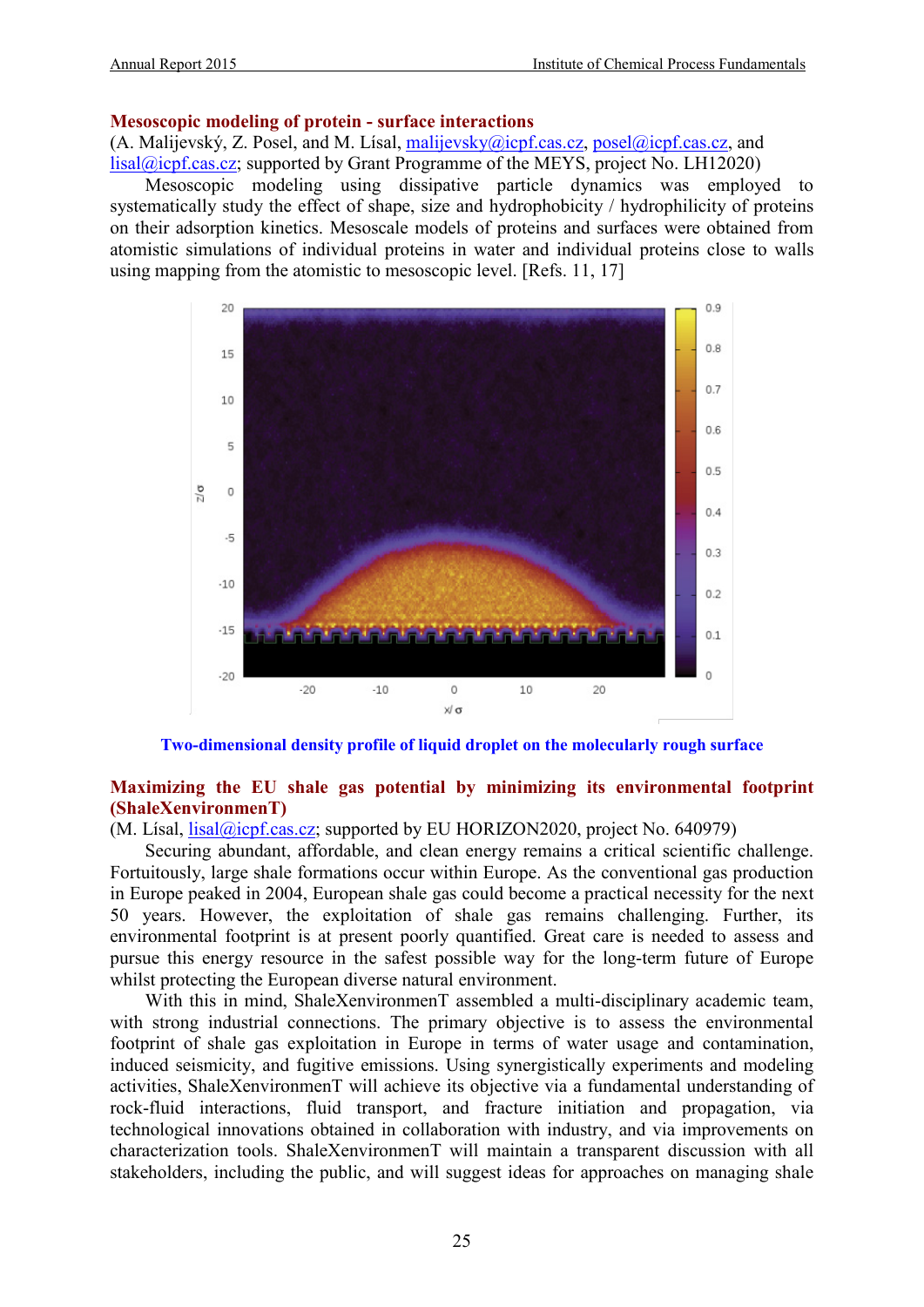## Mesoscopic modeling of protein - surface interactions

(A. Malijevský, Z. Posel, and M. Lísal, malijevsky@icpf.cas.cz, posel@icpf.cas.cz, and lisal@icpf.cas.cz; supported by Grant Programme of the MEYS, project No. LH12020)

Mesoscopic modeling using dissipative particle dynamics was employed to systematically study the effect of shape, size and hydrophobicity / hydrophilicity of proteins on their adsorption kinetics. Mesoscale models of proteins and surfaces were obtained from atomistic simulations of individual proteins in water and individual proteins close to walls using mapping from the atomistic to mesoscopic level. [Refs. 11, 17]

**Two-dimensional density profile of liquid droplet on the molecularly rough surface**

## Maximizing the EU shale gas potential by minimizing its environmental footprint (ShaleXenvironmenT)

(M. Lísal, lisal@icpf.cas.cz; supported by EU HORIZON2020, project No. 640979)

Securing abundant, affordable, and clean energy remains a critical scientific challenge. Fortuitously, large shale formations occur within Europe. As the conventional gas production in Europe peaked in 2004, European shale gas could become a practical necessity for the next 50 years. However, the exploitation of shale gas remains challenging. Further, its environmental footprint is at present poorly quantified. Great care is needed to assess and pursue this energy resource in the safest possible way for the long-term future of Europe whilst protecting the European diverse natural environment.

With this in mind, ShaleXenvironmenT assembled a multi-disciplinary academic team, with strong industrial connections. The primary objective is to assess the environmental footprint of shale gas exploitation in Europe in terms of water usage and contamination, induced seismicity, and fugitive emissions. Using synergistically experiments and modeling activities, ShaleXenvironmenT will achieve its objective via a fundamental understanding of rock-fluid interactions, fluid transport, and fracture initiation and propagation, via technological innovations obtained in collaboration with industry, and via improvements on characterization tools. ShaleXenvironmenT will maintain a transparent discussion with all stakeholders, including the public, and will suggest ideas for approaches on managing shale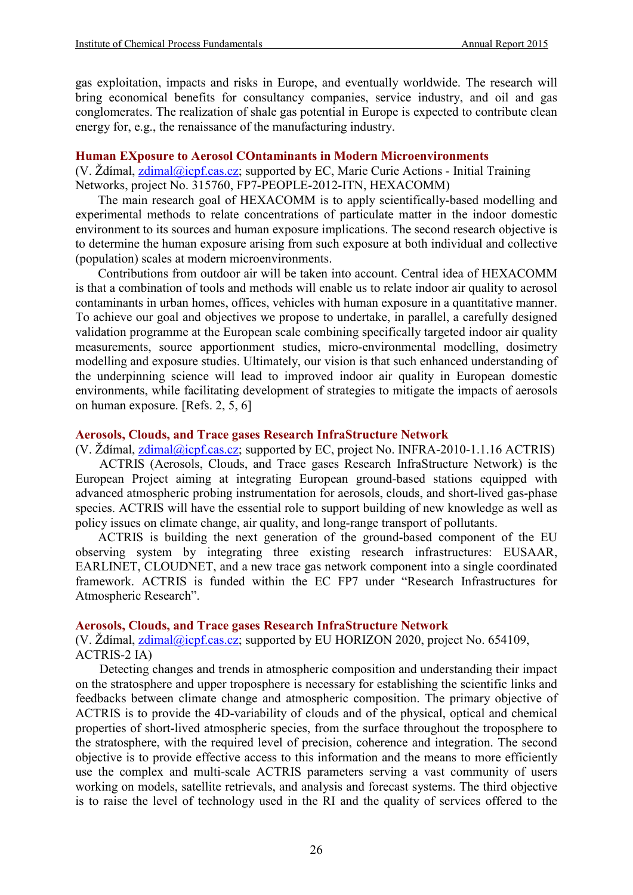gas exploitation, impacts and risks in Europe, and eventually worldwide. The research will bring economical benefits for consultancy companies, service industry, and oil and gas conglomerates. The realization of shale gas potential in Europe is expected to contribute clean energy for, e.g., the renaissance of the manufacturing industry.

### Human EXposure to Aerosol COntaminants in Modern Microenvironments

(V. Ždímal, zdimal@icpf.cas.cz; supported by EC, Marie Curie Actions - Initial Training Networks, project No. 315760, FP7-PEOPLE-2012-ITN, HEXACOMM)

The main research goal of HEXACOMM is to apply scientifically-based modelling and experimental methods to relate concentrations of particulate matter in the indoor domestic environment to its sources and human exposure implications. The second research objective is to determine the human exposure arising from such exposure at both individual and collective (population) scales at modern microenvironments.

Contributions from outdoor air will be taken into account. Central idea of HEXACOMM is that a combination of tools and methods will enable us to relate indoor air quality to aerosol contaminants in urban homes, offices, vehicles with human exposure in a quantitative manner. To achieve our goal and objectives we propose to undertake, in parallel, a carefully designed validation programme at the European scale combining specifically targeted indoor air quality measurements, source apportionment studies, micro-environmental modelling, dosimetry modelling and exposure studies. Ultimately, our vision is that such enhanced understanding of the underpinning science will lead to improved indoor air quality in European domestic environments, while facilitating development of strategies to mitigate the impacts of aerosols on human exposure. [Refs. 2, 5, 6]

### Aerosols, Clouds, and Trace gases Research InfraStructure Network

(V. Ždímal, zdimal@icpf.cas.cz; supported by EC, project No. INFRA-2010-1.1.16 ACTRIS)

ACTRIS (Aerosols, Clouds, and Trace gases Research InfraStructure Network) is the European Project aiming at integrating European ground-based stations equipped with advanced atmospheric probing instrumentation for aerosols, clouds, and short-lived gas-phase species. ACTRIS will have the essential role to support building of new knowledge as well as policy issues on climate change, air quality, and long-range transport of pollutants.

ACTRIS is building the next generation of the ground-based component of the EU observing system by integrating three existing research infrastructures: EUSAAR, EARLINET, CLOUDNET, and a new trace gas network component into a single coordinated framework. ACTRIS is funded within the EC FP7 under "Research Infrastructures for Atmospheric Research".

### Aerosols, Clouds, and Trace gases Research InfraStructure Network

(V. Ždímal, zdimal@icpf.cas.cz; supported by EU HORIZON 2020, project No. 654109, ACTRIS-2 IA)

Detecting changes and trends in atmospheric composition and understanding their impact on the stratosphere and upper troposphere is necessary for establishing the scientific links and feedbacks between climate change and atmospheric composition. The primary objective of ACTRIS is to provide the 4D-variability of clouds and of the physical, optical and chemical properties of short-lived atmospheric species, from the surface throughout the troposphere to the stratosphere, with the required level of precision, coherence and integration. The second objective is to provide effective access to this information and the means to more efficiently use the complex and multi-scale ACTRIS parameters serving a vast community of users working on models, satellite retrievals, and analysis and forecast systems. The third objective is to raise the level of technology used in the RI and the quality of services offered to the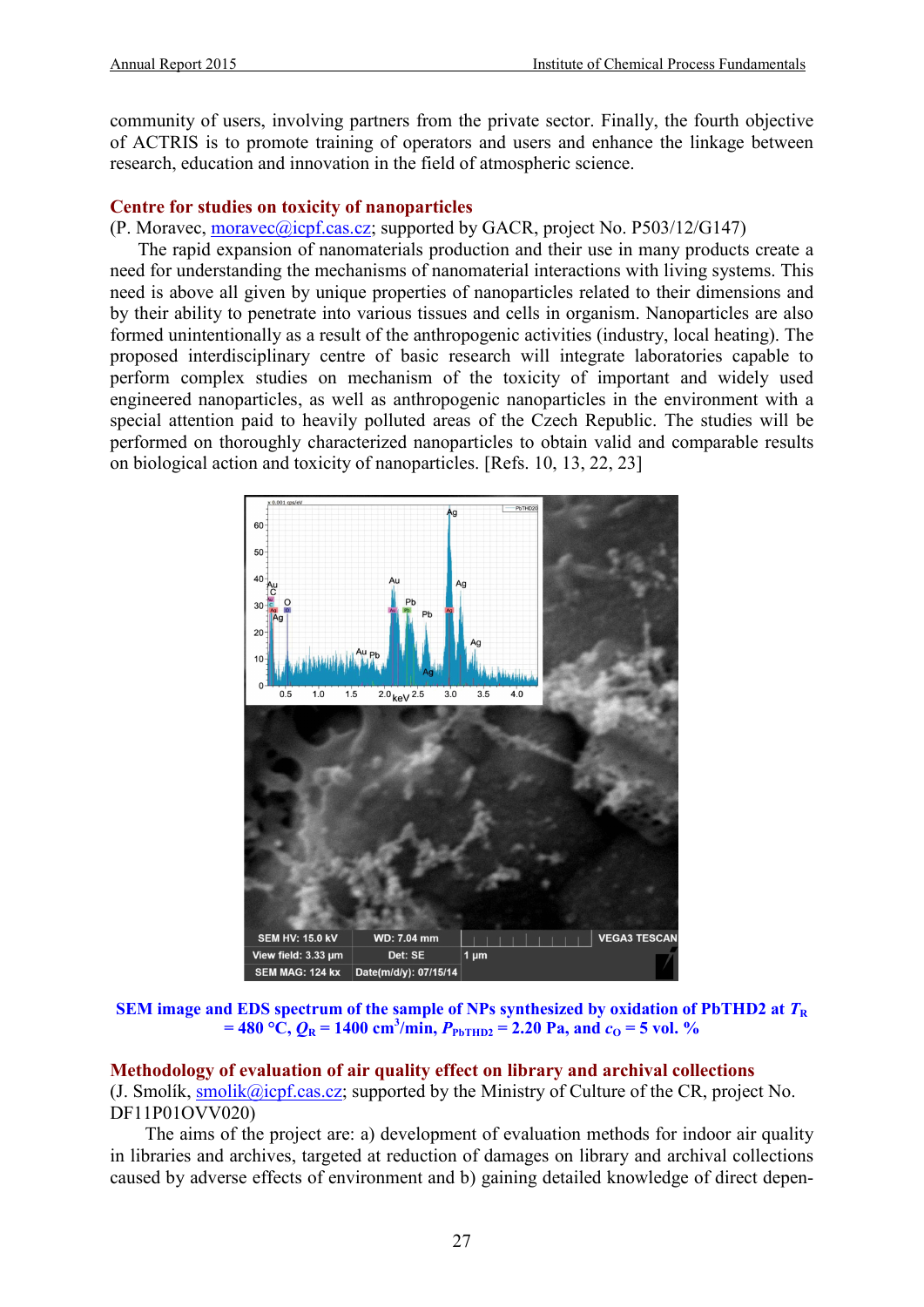community of users, involving partners from the private sector. Finally, the fourth objective of ACTRIS is to promote training of operators and users and enhance the linkage between research, education and innovation in the field of atmospheric science.

## Centre for studies on toxicity of nanoparticles

(P. Moravec, moravec@icpf.cas.cz; supported by GACR, project No. P503/12/G147)

The rapid expansion of nanomaterials production and their use in many products create a need for understanding the mechanisms of nanomaterial interactions with living systems. This need is above all given by unique properties of nanoparticles related to their dimensions and by their ability to penetrate into various tissues and cells in organism. Nanoparticles are also formed unintentionally as a result of the anthropogenic activities (industry, local heating). The proposed interdisciplinary centre of basic research will integrate laboratories capable to perform complex studies on mechanism of the toxicity of important and widely used engineered nanoparticles, as well as anthropogenic nanoparticles in the environment with a special attention paid to heavily polluted areas of the Czech Republic. The studies will be performed on thoroughly characterized nanoparticles to obtain valid and comparable results on biological action and toxicity of nanoparticles. [Refs. 10, 13, 22, 23]

**SEM image and EDS spectrum of the sample of NPs synthesized by oxidation of PbTHD2 at $T_R$ = 480 °C, $Q_R$ = 1400 cm$^3$/min, $P_{PbTHD2}$ = 2.20 Pa, and $c_O$ = 5 vol. %**

## Methodology of evaluation of air quality effect on library and archival collections

(J. Smolík, smolik@icpf.cas.cz; supported by the Ministry of Culture of the CR, project No. DF11P01OVV020)

The aims of the project are: a) development of evaluation methods for indoor air quality in libraries and archives, targeted at reduction of damages on library and archival collections caused by adverse effects of environment and b) gaining detailed knowledge of direct depen-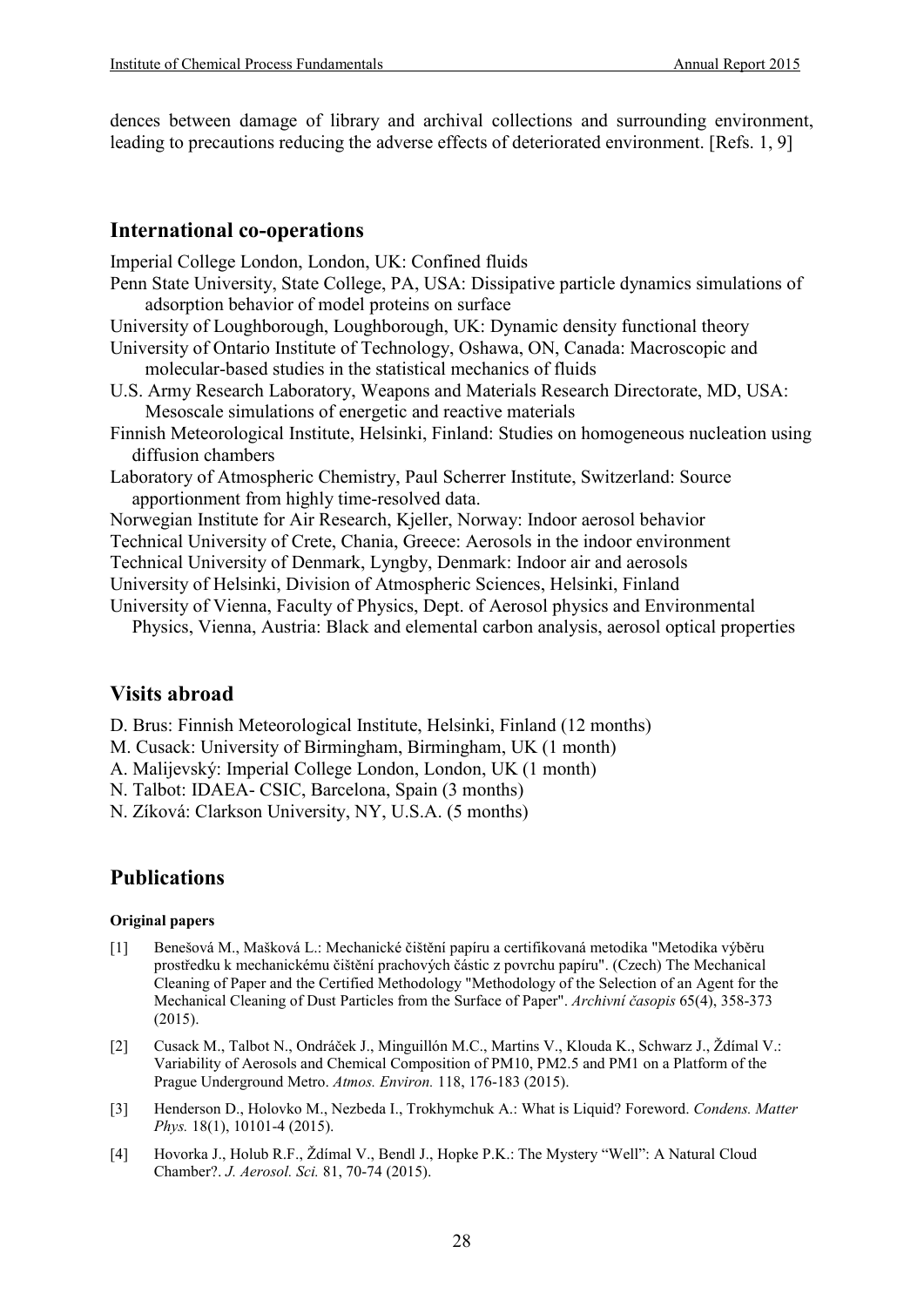dences between damage of library and archival collections and surrounding environment, leading to precautions reducing the adverse effects of deteriorated environment. [Refs. 1, 9]

## International co-operations

Imperial College London, London, UK: Confined fluids
Penn State University, State College, PA, USA: Dissipative particle dynamics simulations of adsorption behavior of model proteins on surface
University of Loughborough, Loughborough, UK: Dynamic density functional theory
University of Ontario Institute of Technology, Oshawa, ON, Canada: Macroscopic and molecular-based studies in the statistical mechanics of fluids
U.S. Army Research Laboratory, Weapons and Materials Research Directorate, MD, USA: Mesoscale simulations of energetic and reactive materials
Finnish Meteorological Institute, Helsinki, Finland: Studies on homogeneous nucleation using diffusion chambers
Laboratory of Atmospheric Chemistry, Paul Scherrer Institute, Switzerland: Source apportionment from highly time-resolved data.
Norwegian Institute for Air Research, Kjeller, Norway: Indoor aerosol behavior
Technical University of Crete, Chania, Greece: Aerosols in the indoor environment
Technical University of Denmark, Lyngby, Denmark: Indoor air and aerosols
University of Helsinki, Division of Atmospheric Sciences, Helsinki, Finland
University of Vienna, Faculty of Physics, Dept. of Aerosol physics and Environmental Physics, Vienna, Austria: Black and elemental carbon analysis, aerosol optical properties

## Visits abroad

D. Brus: Finnish Meteorological Institute, Helsinki, Finland (12 months)
M. Cusack: University of Birmingham, Birmingham, UK (1 month)
A. Malijevský: Imperial College London, London, UK (1 month)
N. Talbot: IDAEA- CSIC, Barcelona, Spain (3 months)
N. Zíková: Clarkson University, NY, U.S.A. (5 months)

## Publications

#### Original papers

[1] Benešová M., Mašková L.: Mechanické čištění papíru a certifikovaná metodika "Metodika výběru prostředku k mechanickému čištění prachových částic z povrchu papíru". (Czech) The Mechanical Cleaning of Paper and the Certified Methodology "Methodology of the Selection of an Agent for the Mechanical Cleaning of Dust Particles from the Surface of Paper". *Archivní časopis* 65(4), 358-373 (2015).

[2] Cusack M., Talbot N., Ondráček J., Minguillón M.C., Martins V., Klouda K., Schwarz J., Ždímal V.: Variability of Aerosols and Chemical Composition of PM10, PM2.5 and PM1 on a Platform of the Prague Underground Metro. *Atmos. Environ.* 118, 176-183 (2015).

[3] Henderson D., Holovko M., Nezbeda I., Trokhymchuk A.: What is Liquid? Foreword. *Condens. Matter Phys.* 18(1), 10101-4 (2015).

[4] Hovorka J., Holub R.F., Ždímal V., Bendl J., Hopke P.K.: The Mystery "Well": A Natural Cloud Chamber?. *J. Aerosol. Sci.* 81, 70-74 (2015).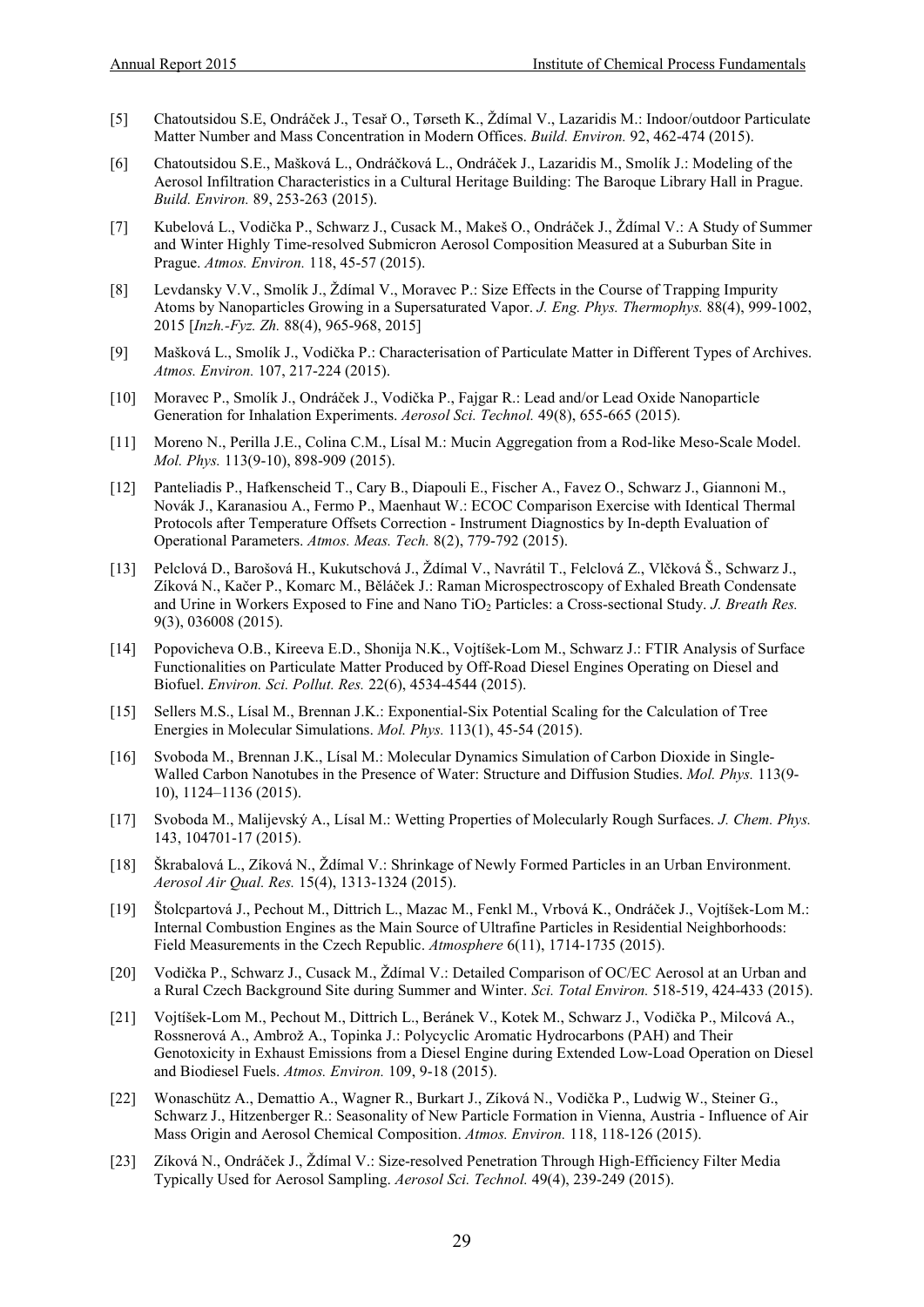[5] Chatoutsidou S.E, Ondráček J., Tesař O., Tørseth K., Ždímal V., Lazaridis M.: Indoor/outdoor Particulate Matter Number and Mass Concentration in Modern Offices. *Build. Environ.* 92, 462-474 (2015).

[6] Chatoutsidou S.E., Mašková L., Ondráčková L., Ondráček J., Lazaridis M., Smolík J.: Modeling of the Aerosol Infiltration Characteristics in a Cultural Heritage Building: The Baroque Library Hall in Prague. *Build. Environ.* 89, 253-263 (2015).

[7] Kubelová L., Vodička P., Schwarz J., Cusack M., Makeš O., Ondráček J., Ždímal V.: A Study of Summer and Winter Highly Time-resolved Submicron Aerosol Composition Measured at a Suburban Site in Prague. *Atmos. Environ.* 118, 45-57 (2015).

[8] Levdansky V.V., Smolík J., Ždímal V., Moravec P.: Size Effects in the Course of Trapping Impurity Atoms by Nanoparticles Growing in a Supersaturated Vapor. *J. Eng. Phys. Thermophys.* 88(4), 999-1002, 2015 [*Inzh.-Fyz. Zh.* 88(4), 965-968, 2015]

[9] Mašková L., Smolík J., Vodička P.: Characterisation of Particulate Matter in Different Types of Archives. *Atmos. Environ.* 107, 217-224 (2015).

[10] Moravec P., Smolík J., Ondráček J., Vodička P., Fajgar R.: Lead and/or Lead Oxide Nanoparticle Generation for Inhalation Experiments. *Aerosol Sci. Technol.* 49(8), 655-665 (2015).

[11] Moreno N., Perilla J.E., Colina C.M., Lísal M.: Mucin Aggregation from a Rod-like Meso-Scale Model. *Mol. Phys.* 113(9-10), 898-909 (2015).

[12] Panteliadis P., Hafkenscheid T., Cary B., Diapouli E., Fischer A., Favez O., Schwarz J., Giannoni M., Novák J., Karanasiou A., Fermo P., Maenhaut W.: ECOC Comparison Exercise with Identical Thermal Protocols after Temperature Offsets Correction - Instrument Diagnostics by In-depth Evaluation of Operational Parameters. *Atmos. Meas. Tech.* 8(2), 779-792 (2015).

[13] Pelclová D., Barošová H., Kukutschová J., Ždímal V., Navrátil T., Felclová Z., Vlčková Š., Schwarz J., Zíková N., Kačer P., Komarc M., Běláček J.: Raman Microspectroscopy of Exhaled Breath Condensate and Urine in Workers Exposed to Fine and Nano $TiO_2$ Particles: a Cross-sectional Study. *J. Breath Res.* 9(3), 036008 (2015).

[14] Popovicheva O.B., Kireeva E.D., Shonija N.K., Vojtíšek-Lom M., Schwarz J.: FTIR Analysis of Surface Functionalities on Particulate Matter Produced by Off-Road Diesel Engines Operating on Diesel and Biofuel. *Environ. Sci. Pollut. Res.* 22(6), 4534-4544 (2015).

[15] Sellers M.S., Lísal M., Brennan J.K.: Exponential-Six Potential Scaling for the Calculation of Tree Energies in Molecular Simulations. *Mol. Phys.* 113(1), 45-54 (2015).

[16] Svoboda M., Brennan J.K., Lísal M.: Molecular Dynamics Simulation of Carbon Dioxide in Single-Walled Carbon Nanotubes in the Presence of Water: Structure and Diffusion Studies. *Mol. Phys.* 113(9-10), 1124–1136 (2015).

[17] Svoboda M., Malijevský A., Lísal M.: Wetting Properties of Molecularly Rough Surfaces. *J. Chem. Phys.* 143, 104701-17 (2015).

[18] Škrabalová L., Zíková N., Ždímal V.: Shrinkage of Newly Formed Particles in an Urban Environment. *Aerosol Air Qual. Res.* 15(4), 1313-1324 (2015).

[19] Štolcpartová J., Pechout M., Dittrich L., Mazac M., Fenkl M., Vrbová K., Ondráček J., Vojtíšek-Lom M.: Internal Combustion Engines as the Main Source of Ultrafine Particles in Residential Neighborhoods: Field Measurements in the Czech Republic. *Atmosphere* 6(11), 1714-1735 (2015).

[20] Vodička P., Schwarz J., Cusack M., Ždímal V.: Detailed Comparison of OC/EC Aerosol at an Urban and a Rural Czech Background Site during Summer and Winter. *Sci. Total Environ.* 518-519, 424-433 (2015).

[21] Vojtíšek-Lom M., Pechout M., Dittrich L., Beránek V., Kotek M., Schwarz J., Vodička P., Milcová A., Rossnerová A., Ambrož A., Topinka J.: Polycyclic Aromatic Hydrocarbons (PAH) and Their Genotoxicity in Exhaust Emissions from a Diesel Engine during Extended Low-Load Operation on Diesel and Biodiesel Fuels. *Atmos. Environ.* 109, 9-18 (2015).

[22] Wonaschütz A., Demattio A., Wagner R., Burkart J., Zíková N., Vodička P., Ludwig W., Steiner G., Schwarz J., Hitzenberger R.: Seasonality of New Particle Formation in Vienna, Austria - Influence of Air Mass Origin and Aerosol Chemical Composition. *Atmos. Environ.* 118, 118-126 (2015).

[23] Zíková N., Ondráček J., Ždímal V.: Size-resolved Penetration Through High-Efficiency Filter Media Typically Used for Aerosol Sampling. *Aerosol Sci. Technol.* 49(4), 239-249 (2015).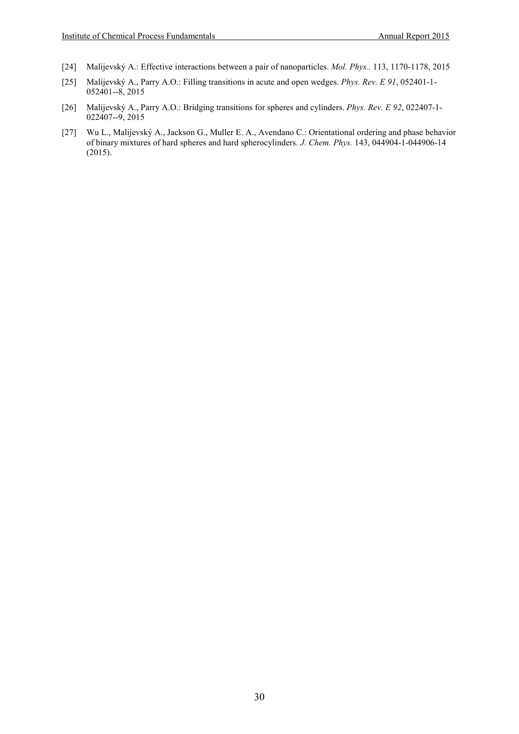[24] Malijevský A.: Effective interactions between a pair of nanoparticles. *Mol. Phys.*. 113, 1170-1178, 2015

[25] Malijevský A., Parry A.O.: Filling transitions in acute and open wedges. *Phys. Rev. E 91*, 052401-1-052401--8, 2015

[26] Malijevský A., Parry A.O.: Bridging transitions for spheres and cylinders. *Phys. Rev. E 92*, 022407-1-022407--9, 2015

[27] Wu L., Malijevský A., Jackson G., Muller E. A., Avendano C.: Orientational ordering and phase behavior of binary mixtures of hard spheres and hard spherocylinders. *J. Chem. Phys.* 143, 044904-1-044906-14 (2015).